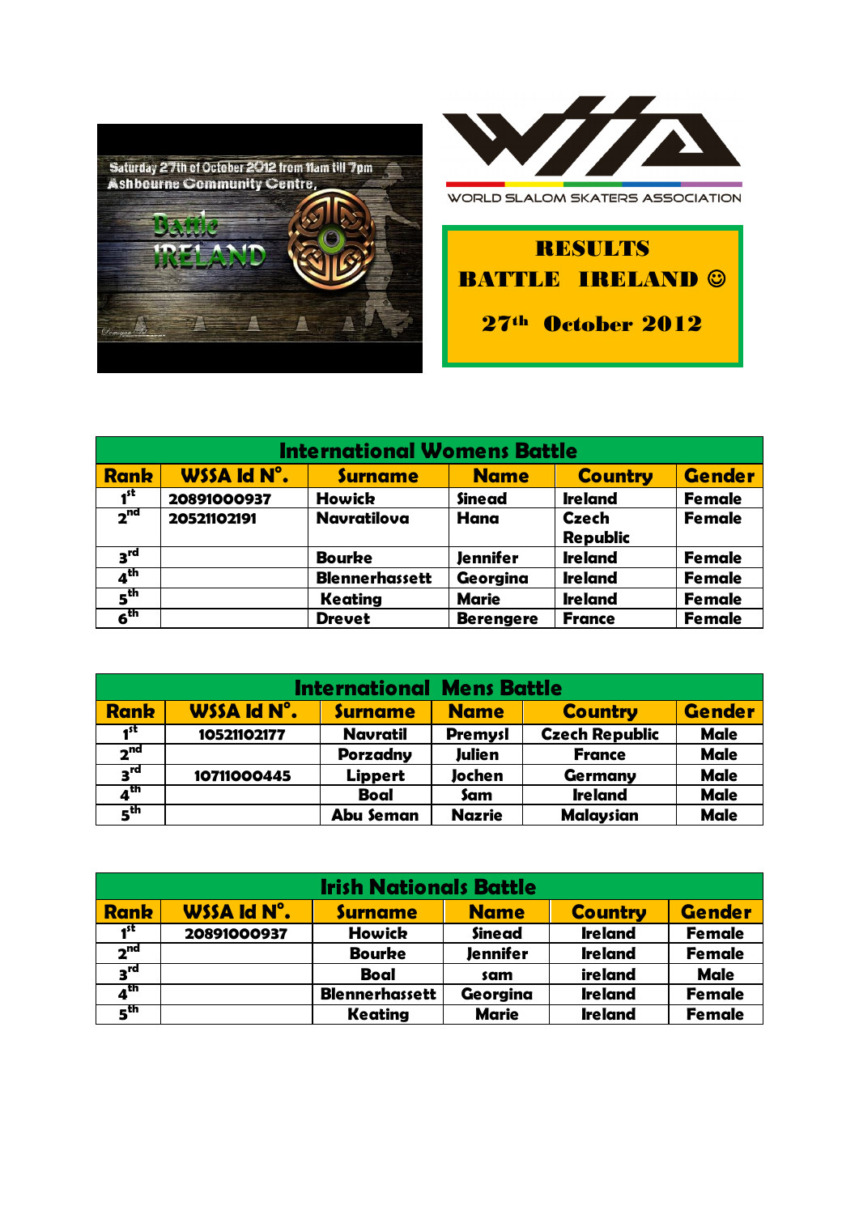Saturday 27th of October 2012 from 11am till 7pm
Ashbourne Community Centre,

Battle IRELAND

WORLD SLALOM SKATERS ASSOCIATION

# RESULTS
# BATTLE IRELAND ☺
## 27th October 2012

| International Womens Battle | | | | | |
|---|---|---|---|---|---|
| **Rank** | **WSSA Id N°.** | **Surname** | **Name** | **Country** | **Gender** |
| 1st | 20891000937 | Howick | Sinead | Ireland | Female |
| 2nd | 20521102191 | Navratilova | Hana | Czech Republic | Female |
| 3rd | | Bourke | Jennifer | Ireland | Female |
| 4th | | Blennerhassett | Georgina | Ireland | Female |
| 5th | | Keating | Marie | Ireland | Female |
| 6th | | Drevet | Berengere | France | Female |

| International Mens Battle | | | | | |
|---|---|---|---|---|---|
| **Rank** | **WSSA Id N°.** | **Surname** | **Name** | **Country** | **Gender** |
| 1st | 10521102177 | Navratil | Premysl | Czech Republic | Male |
| 2nd | | Porzadny | Julien | France | Male |
| 3rd | 10711000445 | Lippert | Jochen | Germany | Male |
| 4th | | Boal | Sam | Ireland | Male |
| 5th | | Abu Seman | Nazrie | Malaysian | Male |

| Irish Nationals Battle | | | | | |
|---|---|---|---|---|---|
| **Rank** | **WSSA Id N°.** | **Surname** | **Name** | **Country** | **Gender** |
| 1st | 20891000937 | Howick | Sinead | Ireland | Female |
| 2nd | | Bourke | Jennifer | Ireland | Female |
| 3rd | | Boal | sam | ireland | Male |
| 4th | | Blennerhassett | Georgina | Ireland | Female |
| 5th | | Keating | Marie | Ireland | Female |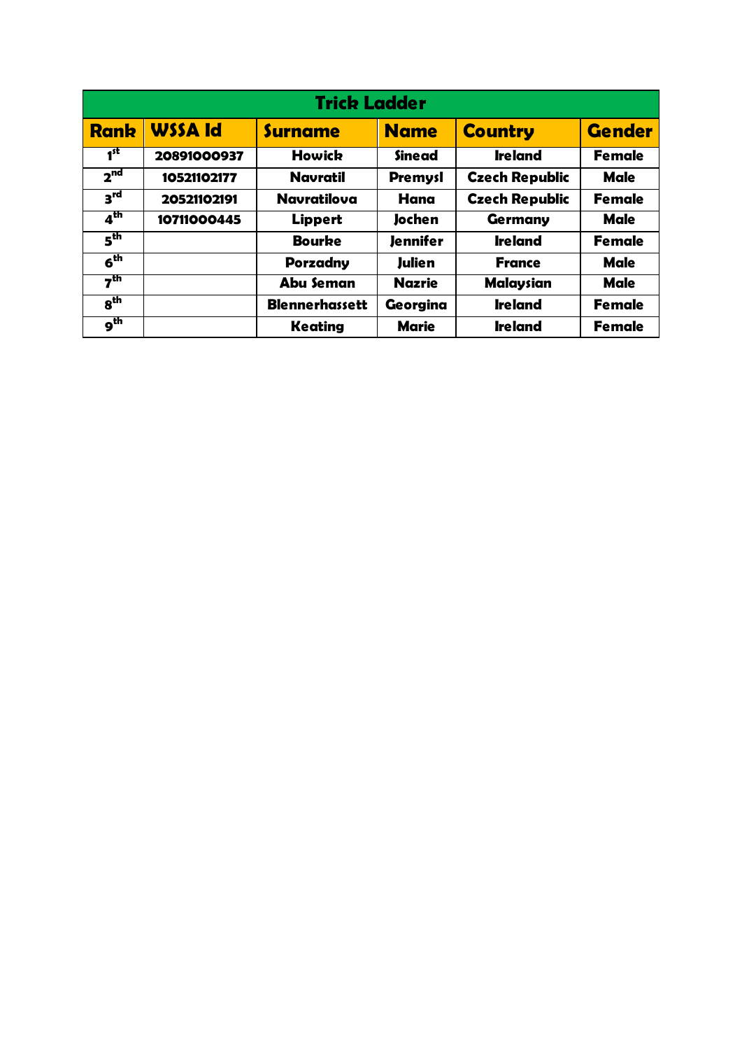| Trick Ladder | | | | | |
|---|---|---|---|---|---|
| **Rank** | **WSSA Id** | **Surname** | **Name** | **Country** | **Gender** |
| 1st | 20891000937 | Howick | Sinead | Ireland | Female |
| 2nd | 10521102177 | Navratil | Premysl | Czech Republic | Male |
| 3rd | 20521102191 | Navratilova | Hana | Czech Republic | Female |
| 4th | 10711000445 | Lippert | Jochen | Germany | Male |
| 5th | | Bourke | Jennifer | Ireland | Female |
| 6th | | Porzadny | Julien | France | Male |
| 7th | | Abu Seman | Nazrie | Malaysian | Male |
| 8th | | Blennerhassett | Georgina | Ireland | Female |
| 9th | | Keating | Marie | Ireland | Female |